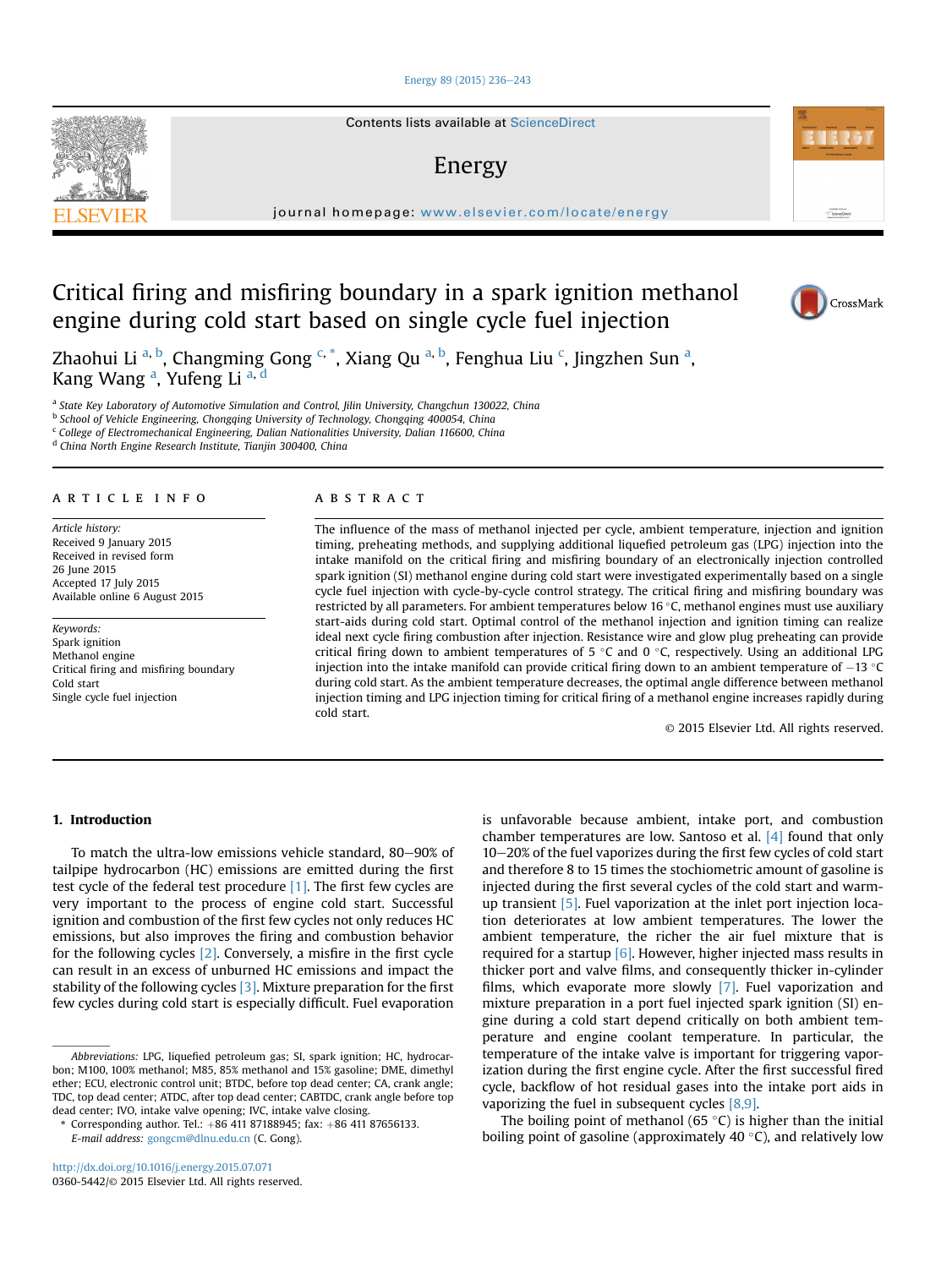# Critical firing and misfiring boundary in a spark ignition methanol engine during cold start based on single cycle fuel injection

Zhaohui Li [a, b], Changming Gong [c, *], Xiang Qu [a, b], Fenghua Liu [c], Jingzhen Sun [a], Kang Wang [a], Yufeng Li [a, d]

[a] State Key Laboratory of Automotive Simulation and Control, Jilin University, Changchun 130022, China
[b] School of Vehicle Engineering, Chongqing University of Technology, Chongqing 400054, China
[c] College of Electromechanical Engineering, Dalian Nationalities University, Dalian 116600, China
[d] China North Engine Research Institute, Tianjin 300400, China

## ARTICLE INFO

*Article history:*
Received 9 January 2015
Received in revised form
26 June 2015
Accepted 17 July 2015
Available online 6 August 2015

*Keywords:*
Spark ignition
Methanol engine
Critical firing and misfiring boundary
Cold start
Single cycle fuel injection

## ABSTRACT

The influence of the mass of methanol injected per cycle, ambient temperature, injection and ignition timing, preheating methods, and supplying additional liquefied petroleum gas (LPG) injection into the intake manifold on the critical firing and misfiring boundary of an electronically injection controlled spark ignition (SI) methanol engine during cold start were investigated experimentally based on a single cycle fuel injection with cycle-by-cycle control strategy. The critical firing and misfiring boundary was restricted by all parameters. For ambient temperatures below 16 °C, methanol engines must use auxiliary start-aids during cold start. Optimal control of the methanol injection and ignition timing can realize ideal next cycle firing combustion after injection. Resistance wire and glow plug preheating can provide critical firing down to ambient temperatures of 5 °C and 0 °C, respectively. Using an additional LPG injection into the intake manifold can provide critical firing down to an ambient temperature of −13 °C during cold start. As the ambient temperature decreases, the optimal angle difference between methanol injection timing and LPG injection timing for critical firing of a methanol engine increases rapidly during cold start.

© 2015 Elsevier Ltd. All rights reserved.

## 1. Introduction

To match the ultra-low emissions vehicle standard, 80–90% of tailpipe hydrocarbon (HC) emissions are emitted during the first test cycle of the federal test procedure [1]. The first few cycles are very important to the process of engine cold start. Successful ignition and combustion of the first few cycles not only reduces HC emissions, but also improves the firing and combustion behavior for the following cycles [2]. Conversely, a misfire in the first cycle can result in an excess of unburned HC emissions and impact the stability of the following cycles [3]. Mixture preparation for the first few cycles during cold start is especially difficult. Fuel evaporation is unfavorable because ambient, intake port, and combustion chamber temperatures are low. Santoso et al. [4] found that only 10–20% of the fuel vaporizes during the first few cycles of cold start and therefore 8 to 15 times the stochiometric amount of gasoline is injected during the first several cycles of the cold start and warm-up transient [5]. Fuel vaporization at the inlet port injection location deteriorates at low ambient temperatures. The lower the ambient temperature, the richer the air fuel mixture that is required for a startup [6]. However, higher injected mass results in thicker port and valve films, and consequently thicker in-cylinder films, which evaporate more slowly [7]. Fuel vaporization and mixture preparation in a port fuel injected spark ignition (SI) engine during a cold start depend critically on both ambient temperature and engine coolant temperature. In particular, the temperature of the intake valve is important for triggering vaporization during the first engine cycle. After the first successful fired cycle, backflow of hot residual gases into the intake port aids in vaporizing the fuel in subsequent cycles [8,9].

The boiling point of methanol (65 °C) is higher than the initial boiling point of gasoline (approximately 40 °C), and relatively low

---

*Abbreviations:* LPG, liquefied petroleum gas; SI, spark ignition; HC, hydrocarbon; M100, 100% methanol; M85, 85% methanol and 15% gasoline; DME, dimethyl ether; ECU, electronic control unit; BTDC, before top dead center; CA, crank angle; TDC, top dead center; ATDC, after top dead center; CABTDC, crank angle before top dead center; IVO, intake valve opening; IVC, intake valve closing.

\* Corresponding author. Tel.: +86 411 87188945; fax: +86 411 87656133.
*E-mail address:* gongcm@dlnu.edu.cn (C. Gong).

http://dx.doi.org/10.1016/j.energy.2015.07.071
0360-5442/© 2015 Elsevier Ltd. All rights reserved.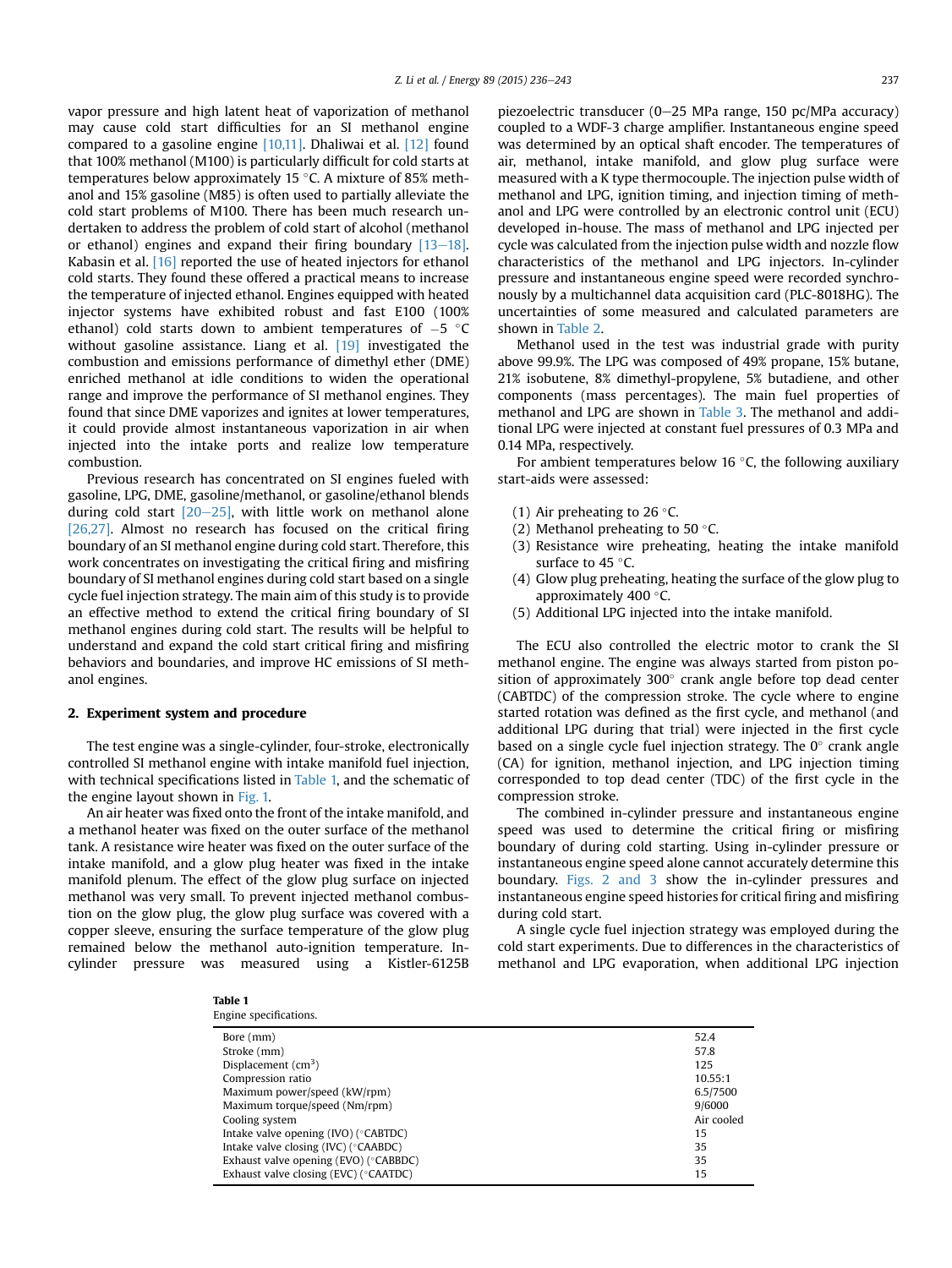vapor pressure and high latent heat of vaporization of methanol may cause cold start difficulties for an SI methanol engine compared to a gasoline engine [10,11]. Dhaliwai et al. [12] found that 100% methanol (M100) is particularly difficult for cold starts at temperatures below approximately 15 °C. A mixture of 85% methanol and 15% gasoline (M85) is often used to partially alleviate the cold start problems of M100. There has been much research undertaken to address the problem of cold start of alcohol (methanol or ethanol) engines and expand their firing boundary [13–18]. Kabasin et al. [16] reported the use of heated injectors for ethanol cold starts. They found these offered a practical means to increase the temperature of injected ethanol. Engines equipped with heated injector systems have exhibited robust and fast E100 (100% ethanol) cold starts down to ambient temperatures of −5 °C without gasoline assistance. Liang et al. [19] investigated the combustion and emissions performance of dimethyl ether (DME) enriched methanol at idle conditions to widen the operational range and improve the performance of SI methanol engines. They found that since DME vaporizes and ignites at lower temperatures, it could provide almost instantaneous vaporization in air when injected into the intake ports and realize low temperature combustion.

Previous research has concentrated on SI engines fueled with gasoline, LPG, DME, gasoline/methanol, or gasoline/ethanol blends during cold start [20–25], with little work on methanol alone [26,27]. Almost no research has focused on the critical firing boundary of an SI methanol engine during cold start. Therefore, this work concentrates on investigating the critical firing and misfiring boundary of SI methanol engines during cold start based on a single cycle fuel injection strategy. The main aim of this study is to provide an effective method to extend the critical firing boundary of SI methanol engines during cold start. The results will be helpful to understand and expand the cold start critical firing and misfiring behaviors and boundaries, and improve HC emissions of SI methanol engines.

## 2. Experiment system and procedure

The test engine was a single-cylinder, four-stroke, electronically controlled SI methanol engine with intake manifold fuel injection, with technical specifications listed in Table 1, and the schematic of the engine layout shown in Fig. 1.

An air heater was fixed onto the front of the intake manifold, and a methanol heater was fixed on the outer surface of the methanol tank. A resistance wire heater was fixed on the outer surface of the intake manifold, and a glow plug heater was fixed in the intake manifold plenum. The effect of the glow plug surface on injected methanol was very small. To prevent injected methanol combustion on the glow plug, the glow plug surface was covered with a copper sleeve, ensuring the surface temperature of the glow plug remained below the methanol auto-ignition temperature. In-cylinder pressure was measured using a Kistler-6125B piezoelectric transducer (0–25 MPa range, 150 pc/MPa accuracy) coupled to a WDF-3 charge amplifier. Instantaneous engine speed was determined by an optical shaft encoder. The temperatures of air, methanol, intake manifold, and glow plug surface were measured with a K type thermocouple. The injection pulse width of methanol and LPG, ignition timing, and injection timing of methanol and LPG were controlled by an electronic control unit (ECU) developed in-house. The mass of methanol and LPG injected per cycle was calculated from the injection pulse width and nozzle flow characteristics of the methanol and LPG injectors. In-cylinder pressure and instantaneous engine speed were recorded synchronously by a multichannel data acquisition card (PLC-8018HG). The uncertainties of some measured and calculated parameters are shown in Table 2.

Methanol used in the test was industrial grade with purity above 99.9%. The LPG was composed of 49% propane, 15% butane, 21% isobutene, 8% dimethyl-propylene, 5% butadiene, and other components (mass percentages). The main fuel properties of methanol and LPG are shown in Table 3. The methanol and additional LPG were injected at constant fuel pressures of 0.3 MPa and 0.14 MPa, respectively.

For ambient temperatures below 16 °C, the following auxiliary start-aids were assessed:

(1) Air preheating to 26 °C.
(2) Methanol preheating to 50 °C.
(3) Resistance wire preheating, heating the intake manifold surface to 45 °C.
(4) Glow plug preheating, heating the surface of the glow plug to approximately 400 °C.
(5) Additional LPG injected into the intake manifold.

The ECU also controlled the electric motor to crank the SI methanol engine. The engine was always started from piston position of approximately 300° crank angle before top dead center (CABTDC) of the compression stroke. The cycle where to engine started rotation was defined as the first cycle, and methanol (and additional LPG during that trial) were injected in the first cycle based on a single cycle fuel injection strategy. The 0° crank angle (CA) for ignition, methanol injection, and LPG injection timing corresponded to top dead center (TDC) of the first cycle in the compression stroke.

The combined in-cylinder pressure and instantaneous engine speed was used to determine the critical firing or misfiring boundary of during cold starting. Using in-cylinder pressure or instantaneous engine speed alone cannot accurately determine this boundary. Figs. 2 and 3 show the in-cylinder pressures and instantaneous engine speed histories for critical firing and misfiring during cold start.

A single cycle fuel injection strategy was employed during the cold start experiments. Due to differences in the characteristics of methanol and LPG evaporation, when additional LPG injection

**Table 1**
Engine specifications.

| | |
|---|---|
| Bore (mm) | 52.4 |
| Stroke (mm) | 57.8 |
| Displacement (cm$^3$) | 125 |
| Compression ratio | 10.55:1 |
| Maximum power/speed (kW/rpm) | 6.5/7500 |
| Maximum torque/speed (Nm/rpm) | 9/6000 |
| Cooling system | Air cooled |
| Intake valve opening (IVO) (°CABTDC) | 15 |
| Intake valve closing (IVC) (°CAABDC) | 35 |
| Exhaust valve opening (EVO) (°CABBDC) | 35 |
| Exhaust valve closing (EVC) (°CAATDC) | 15 |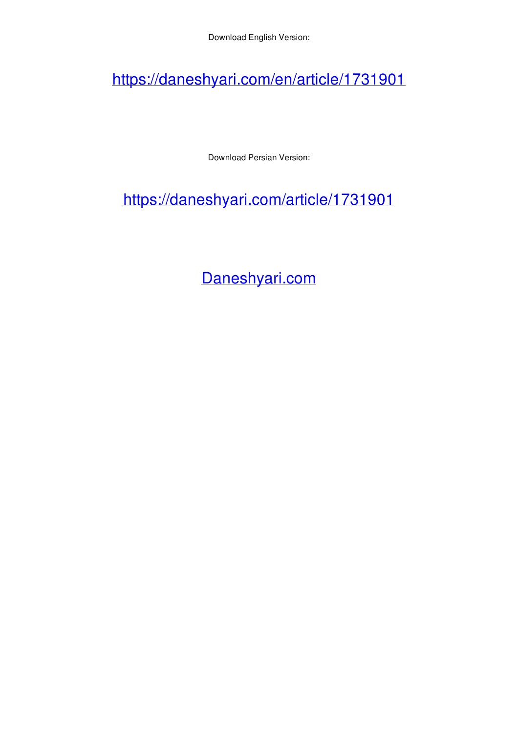Download English Version:

https://daneshyari.com/en/article/1731901

Download Persian Version:

https://daneshyari.com/article/1731901

Daneshyari.com